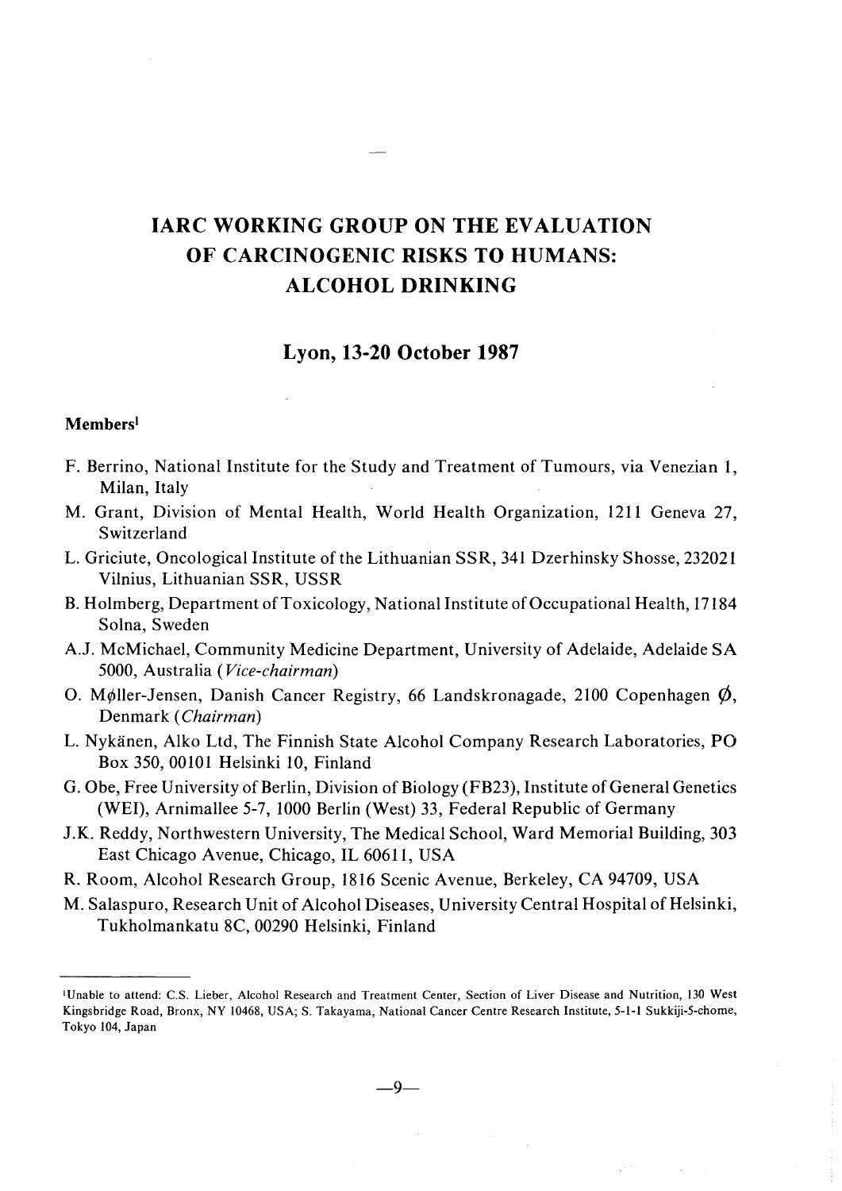# IARC WORKING GROUP ON THE EVALUATION OF CARCINOGENIC RISKS TO HUMANS: ALCOHOL DRINKING

## Lyon, 13-20 October 1987

### Members[1]

F. Berrino, National Institute for the Study and Treatment of Tumours, via Venezian 1, Milan, Italy

M. Grant, Division of Mental Health, World Health Organization, 1211 Geneva 27, Switzerland

L. Griciute, Oncological Institute of the Lithuanian SSR, 341 Dzerhinsky Shosse, 232021 Vilnius, Lithuanian SSR, USSR

B. Holmberg, Department of Toxicology, National Institute of Occupational Health, 17184 Solna, Sweden

A.J. McMichael, Community Medicine Department, University of Adelaide, Adelaide SA 5000, Australia (*Vice-chairman*)

O. Møller-Jensen, Danish Cancer Registry, 66 Landskronagade, 2100 Copenhagen Ø, Denmark (*Chairman*)

L. Nykänen, Alko Ltd, The Finnish State Alcohol Company Research Laboratories, PO Box 350, 00101 Helsinki 10, Finland

G. Obe, Free University of Berlin, Division of Biology (FB23), Institute of General Genetics (WEI), Arnimallee 5-7, 1000 Berlin (West) 33, Federal Republic of Germany

J.K. Reddy, Northwestern University, The Medical School, Ward Memorial Building, 303 East Chicago Avenue, Chicago, IL 60611, USA

R. Room, Alcohol Research Group, 1816 Scenic Avenue, Berkeley, CA 94709, USA

M. Salaspuro, Research Unit of Alcohol Diseases, University Central Hospital of Helsinki, Tukholmankatu 8C, 00290 Helsinki, Finland

---

[1]Unable to attend: C.S. Lieber, Alcohol Research and Treatment Center, Section of Liver Disease and Nutrition, 130 West Kingsbridge Road, Bronx, NY 10468, USA; S. Takayama, National Cancer Centre Research Institute, 5-1-1 Sukkiji-5-chome, Tokyo 104, Japan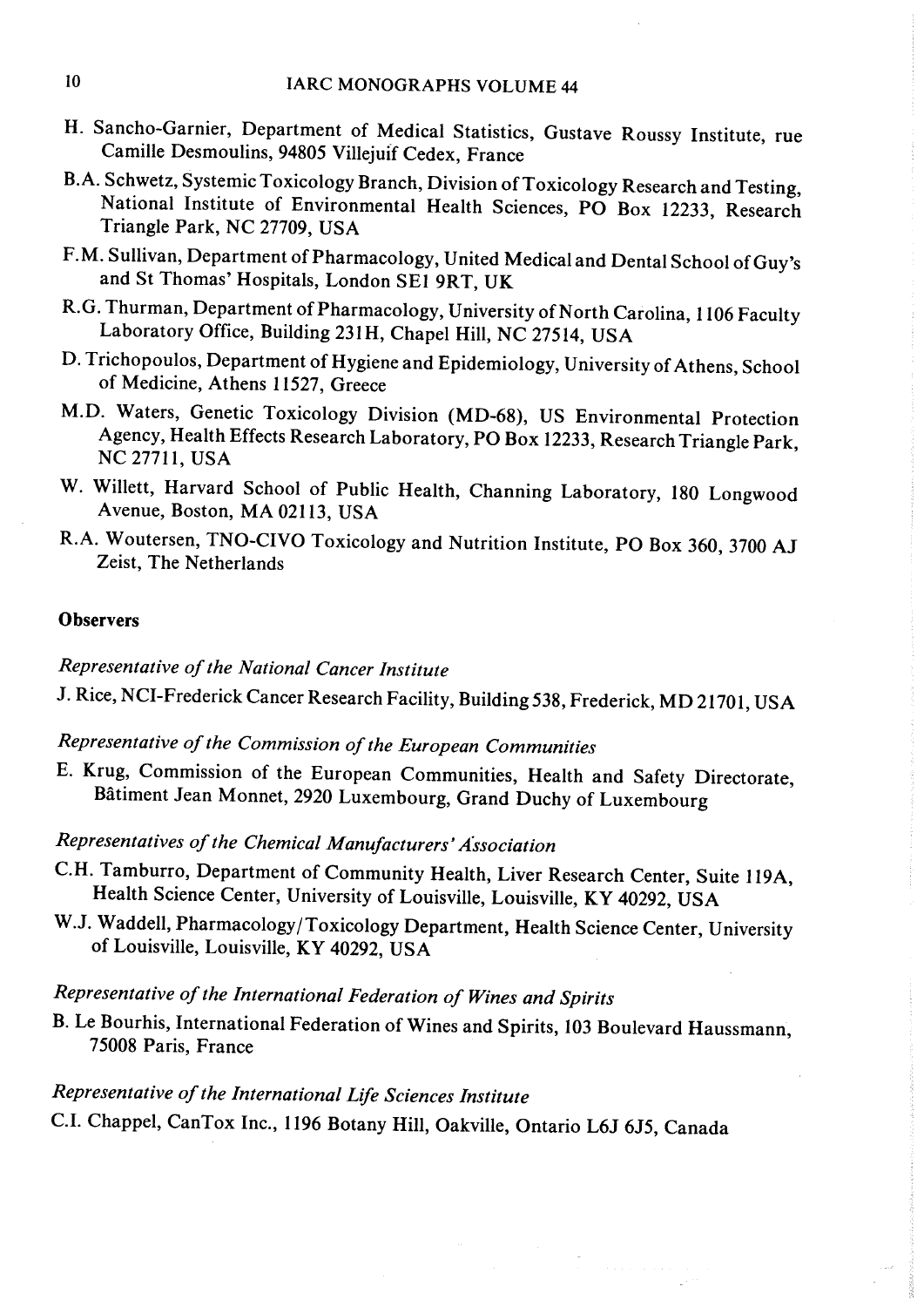H. Sancho-Garnier, Department of Medical Statistics, Gustave Roussy Institute, rue Camille Desmoulins, 94805 Villejuif Cedex, France

B.A. Schwetz, Systemic Toxicology Branch, Division of Toxicology Research and Testing, National Institute of Environmental Health Sciences, PO Box 12233, Research Triangle Park, NC 27709, USA

F.M. Sullivan, Department of Pharmacology, United Medical and Dental School of Guy's and St Thomas' Hospitals, London SE1 9RT, UK

R.G. Thurman, Department of Pharmacology, University of North Carolina, 1106 Faculty Laboratory Office, Building 231H, Chapel Hill, NC 27514, USA

D. Trichopoulos, Department of Hygiene and Epidemiology, University of Athens, School of Medicine, Athens 11527, Greece

M.D. Waters, Genetic Toxicology Division (MD-68), US Environmental Protection Agency, Health Effects Research Laboratory, PO Box 12233, Research Triangle Park, NC 27711, USA

W. Willett, Harvard School of Public Health, Channing Laboratory, 180 Longwood Avenue, Boston, MA 02113, USA

R.A. Woutersen, TNO-CIVO Toxicology and Nutrition Institute, PO Box 360, 3700 AJ Zeist, The Netherlands

**Observers**

*Representative of the National Cancer Institute*

J. Rice, NCI-Frederick Cancer Research Facility, Building 538, Frederick, MD 21701, USA

*Representative of the Commission of the European Communities*

E. Krug, Commission of the European Communities, Health and Safety Directorate, Bâtiment Jean Monnet, 2920 Luxembourg, Grand Duchy of Luxembourg

*Representatives of the Chemical Manufacturers' Association*

C.H. Tamburro, Department of Community Health, Liver Research Center, Suite 119A, Health Science Center, University of Louisville, Louisville, KY 40292, USA

W.J. Waddell, Pharmacology/Toxicology Department, Health Science Center, University of Louisville, Louisville, KY 40292, USA

*Representative of the International Federation of Wines and Spirits*

B. Le Bourhis, International Federation of Wines and Spirits, 103 Boulevard Haussmann, 75008 Paris, France

*Representative of the International Life Sciences Institute*

C.I. Chappel, CanTox Inc., 1196 Botany Hill, Oakville, Ontario L6J 6J5, Canada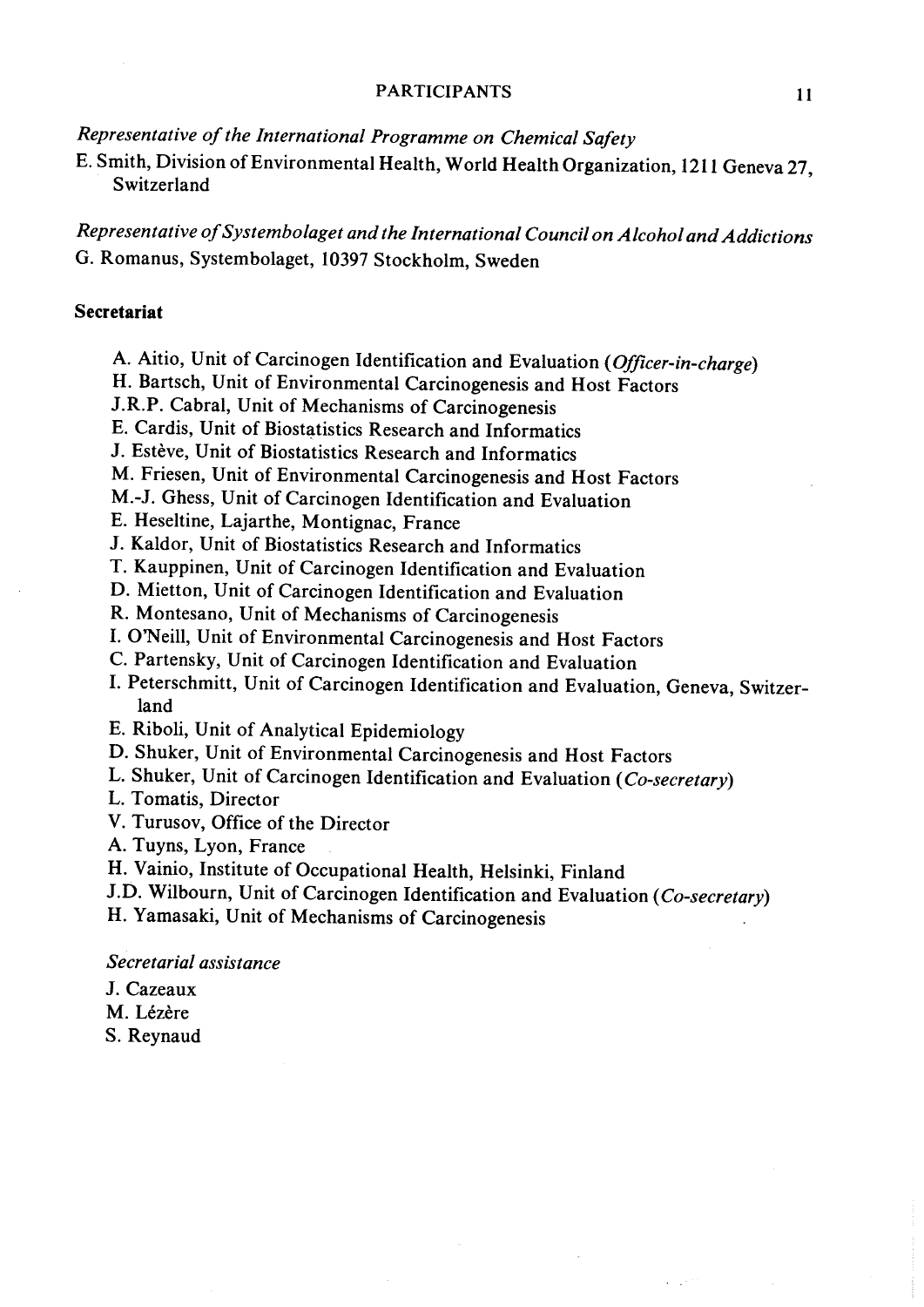*Representative of the International Programme on Chemical Safety*

E. Smith, Division of Environmental Health, World Health Organization, 1211 Geneva 27, Switzerland

*Representative of Systembolaget and the International Council on Alcohol and Addictions*

G. Romanus, Systembolaget, 10397 Stockholm, Sweden

**Secretariat**

A. Aitio, Unit of Carcinogen Identification and Evaluation (*Officer-in-charge*)
H. Bartsch, Unit of Environmental Carcinogenesis and Host Factors
J.R.P. Cabral, Unit of Mechanisms of Carcinogenesis
E. Cardis, Unit of Biostatistics Research and Informatics
J. Estève, Unit of Biostatistics Research and Informatics
M. Friesen, Unit of Environmental Carcinogenesis and Host Factors
M.-J. Ghess, Unit of Carcinogen Identification and Evaluation
E. Heseltine, Lajarthe, Montignac, France
J. Kaldor, Unit of Biostatistics Research and Informatics
T. Kauppinen, Unit of Carcinogen Identification and Evaluation
D. Mietton, Unit of Carcinogen Identification and Evaluation
R. Montesano, Unit of Mechanisms of Carcinogenesis
I. O'Neill, Unit of Environmental Carcinogenesis and Host Factors
C. Partensky, Unit of Carcinogen Identification and Evaluation
I. Peterschmitt, Unit of Carcinogen Identification and Evaluation, Geneva, Switzerland
E. Riboli, Unit of Analytical Epidemiology
D. Shuker, Unit of Environmental Carcinogenesis and Host Factors
L. Shuker, Unit of Carcinogen Identification and Evaluation (*Co-secretary*)
L. Tomatis, Director
V. Turusov, Office of the Director
A. Tuyns, Lyon, France
H. Vainio, Institute of Occupational Health, Helsinki, Finland
J.D. Wilbourn, Unit of Carcinogen Identification and Evaluation (*Co-secretary*)
H. Yamasaki, Unit of Mechanisms of Carcinogenesis

*Secretarial assistance*

J. Cazeaux
M. Lézère
S. Reynaud